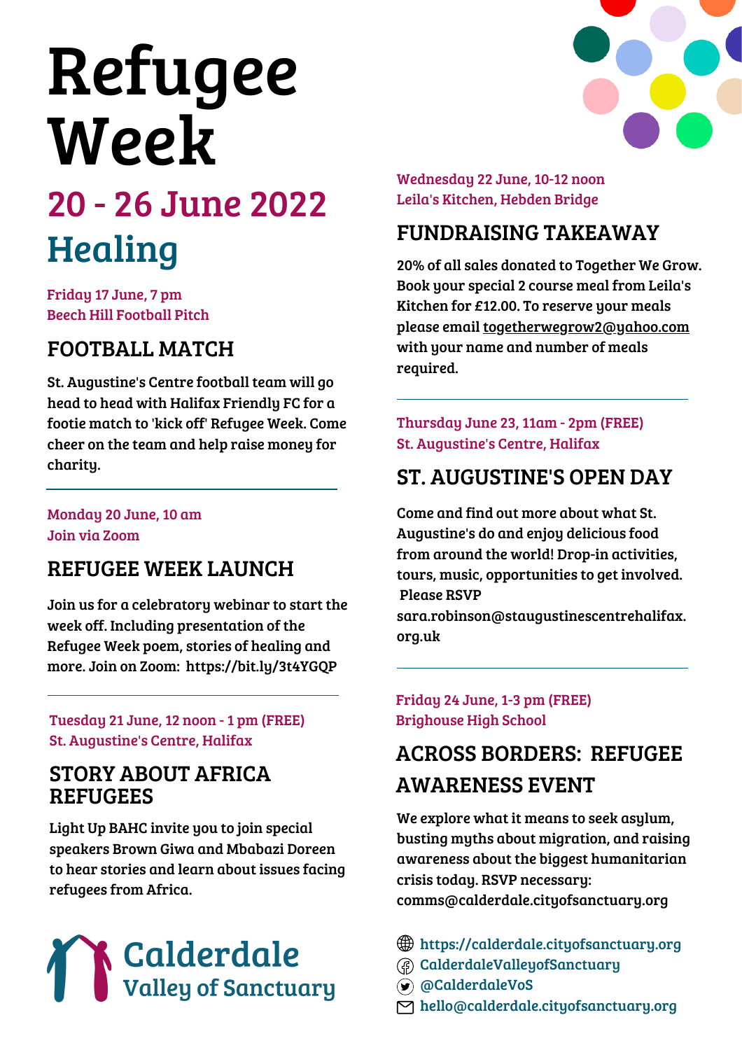# Refugee Week

## 20 - 26 June 2022

## Healing

Friday 17 June, 7 pm
Beech Hill Football Pitch

### FOOTBALL MATCH

St. Augustine's Centre football team will go head to head with Halifax Friendly FC for a footie match to 'kick off' Refugee Week. Come cheer on the team and help raise money for charity.

---

Monday 20 June, 10 am
Join via Zoom

### REFUGEE WEEK LAUNCH

Join us for a celebratory webinar to start the week off. Including presentation of the Refugee Week poem, stories of healing and more. Join on Zoom: https://bit.ly/3t4YGQP

---

Tuesday 21 June, 12 noon - 1 pm (FREE)
St. Augustine's Centre, Halifax

### STORY ABOUT AFRICA REFUGEES

Light Up BAHC invite you to join special speakers Brown Giwa and Mbabazi Doreen to hear stories and learn about issues facing refugees from Africa.

---

Wednesday 22 June, 10-12 noon
Leila's Kitchen, Hebden Bridge

### FUNDRAISING TAKEAWAY

20% of all sales donated to Together We Grow. Book your special 2 course meal from Leila's Kitchen for £12.00. To reserve your meals please email togetherwegrow2@yahoo.com with your name and number of meals required.

---

Thursday June 23, 11am - 2pm (FREE)
St. Augustine's Centre, Halifax

### ST. AUGUSTINE'S OPEN DAY

Come and find out more about what St. Augustine's do and enjoy delicious food from around the world! Drop-in activities, tours, music, opportunities to get involved. Please RSVP sara.robinson@staugustinescentrehalifax.org.uk

---

Friday 24 June, 1-3 pm (FREE)
Brighouse High School

### ACROSS BORDERS: REFUGEE AWARENESS EVENT

We explore what it means to seek asylum, busting myths about migration, and raising awareness about the biggest humanitarian crisis today. RSVP necessary: comms@calderdale.cityofsanctuary.org

---

**Calderdale Valley of Sanctuary**

- https://calderdale.cityofsanctuary.org
- CalderdaleValleyofSanctuary
- @CalderdaleVoS
- hello@calderdale.cityofsanctuary.org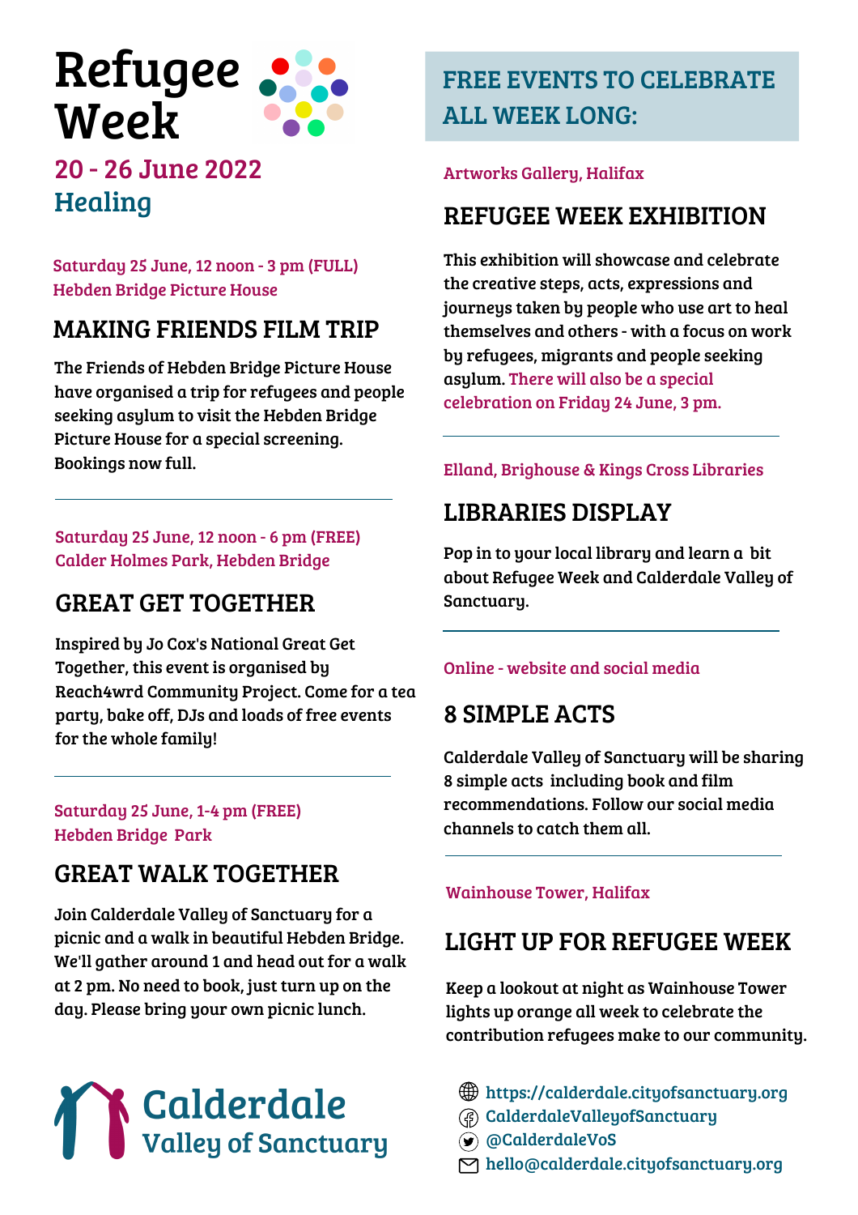# Refugee Week

## 20 - 26 June 2022
## Healing

Saturday 25 June, 12 noon - 3 pm (FULL)
Hebden Bridge Picture House

### MAKING FRIENDS FILM TRIP

The Friends of Hebden Bridge Picture House have organised a trip for refugees and people seeking asylum to visit the Hebden Bridge Picture House for a special screening. Bookings now full.

---

Saturday 25 June, 12 noon - 6 pm (FREE)
Calder Holmes Park, Hebden Bridge

### GREAT GET TOGETHER

Inspired by Jo Cox's National Great Get Together, this event is organised by Reach4wrd Community Project. Come for a tea party, bake off, DJs and loads of free events for the whole family!

---

Saturday 25 June, 1-4 pm (FREE)
Hebden Bridge Park

### GREAT WALK TOGETHER

Join Calderdale Valley of Sanctuary for a picnic and a walk in beautiful Hebden Bridge. We'll gather around 1 and head out for a walk at 2 pm. No need to book, just turn up on the day. Please bring your own picnic lunch.

**Calderdale Valley of Sanctuary**

## FREE EVENTS TO CELEBRATE ALL WEEK LONG:

Artworks Gallery, Halifax

### REFUGEE WEEK EXHIBITION

This exhibition will showcase and celebrate the creative steps, acts, expressions and journeys taken by people who use art to heal themselves and others - with a focus on work by refugees, migrants and people seeking asylum. There will also be a special celebration on Friday 24 June, 3 pm.

---

Elland, Brighouse & Kings Cross Libraries

### LIBRARIES DISPLAY

Pop in to your local library and learn a bit about Refugee Week and Calderdale Valley of Sanctuary.

---

Online - website and social media

### 8 SIMPLE ACTS

Calderdale Valley of Sanctuary will be sharing 8 simple acts including book and film recommendations. Follow our social media channels to catch them all.

---

Wainhouse Tower, Halifax

### LIGHT UP FOR REFUGEE WEEK

Keep a lookout at night as Wainhouse Tower lights up orange all week to celebrate the contribution refugees make to our community.

https://calderdale.cityofsanctuary.org
CalderdaleValleyofSanctuary
@CalderdaleVoS
hello@calderdale.cityofsanctuary.org